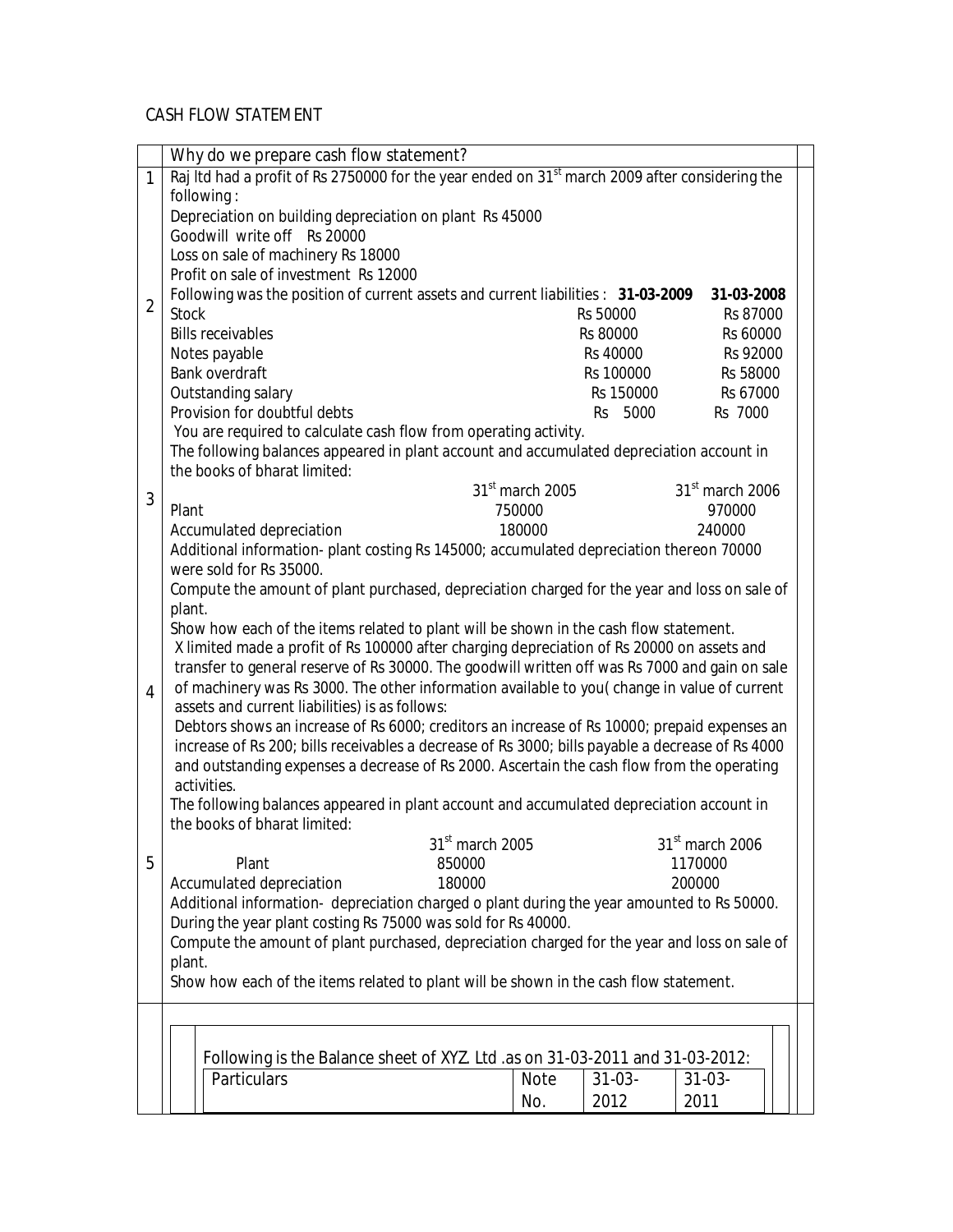# CASH FLOW STATEMENT

Why do we prepare cash flow statement?

**1**

Raj ltd had a profit of Rs 2750000 for the year ended on 31st march 2009 after considering the following :

Depreciation on building depreciation on plant Rs 45000

Goodwill write off Rs 20000

Loss on sale of machinery Rs 18000

Profit on sale of investment Rs 12000

Following was the position of current assets and current liabilities :

| | **31-03-2009** | **31-03-2008** |
|---|---|---|
| Stock | Rs 50000 | Rs 87000 |
| Bills receivables | Rs 80000 | Rs 60000 |
| Notes payable | Rs 40000 | Rs 92000 |
| Bank overdraft | Rs 100000 | Rs 58000 |
| Outstanding salary | Rs 150000 | Rs 67000 |
| Provision for doubtful debts | Rs 5000 | Rs 7000 |

You are required to calculate cash flow from operating activity.

**2**

The following balances appeared in plant account and accumulated depreciation account in the books of bharat limited:

| | 31st march 2005 | 31st march 2006 |
|---|---|---|
| Plant | 750000 | 970000 |
| Accumulated depreciation | 180000 | 240000 |

Additional information- plant costing Rs 145000; accumulated depreciation thereon 70000 were sold for Rs 35000.

Compute the amount of plant purchased, depreciation charged for the year and loss on sale of plant.

Show how each of the items related to plant will be shown in the cash flow statement.

**3**

X limited made a profit of Rs 100000 after charging depreciation of Rs 20000 on assets and transfer to general reserve of Rs 30000. The goodwill written off was Rs 7000 and gain on sale of machinery was Rs 3000. The other information available to you( change in value of current assets and current liabilities) is as follows:

Debtors shows an increase of Rs 6000; creditors an increase of Rs 10000; prepaid expenses an increase of Rs 200; bills receivables a decrease of Rs 3000; bills payable a decrease of Rs 4000 and outstanding expenses a decrease of Rs 2000. Ascertain the cash flow from the operating activities.

**4**

The following balances appeared in plant account and accumulated depreciation account in the books of bharat limited:

| | 31st march 2005 | 31st march 2006 |
|---|---|---|
| Plant | 850000 | 1170000 |
| Accumulated depreciation | 180000 | 200000 |

Additional information- depreciation charged o plant during the year amounted to Rs 50000.

During the year plant costing Rs 75000 was sold for Rs 40000.

Compute the amount of plant purchased, depreciation charged for the year and loss on sale of plant.

Show how each of the items related to plant will be shown in the cash flow statement.

**5**

Following is the Balance sheet of XYZ. Ltd .as on 31-03-2011 and 31-03-2012:

| Particulars | Note No. | 31-03-2012 | 31-03-2011 |
|---|---|---|---|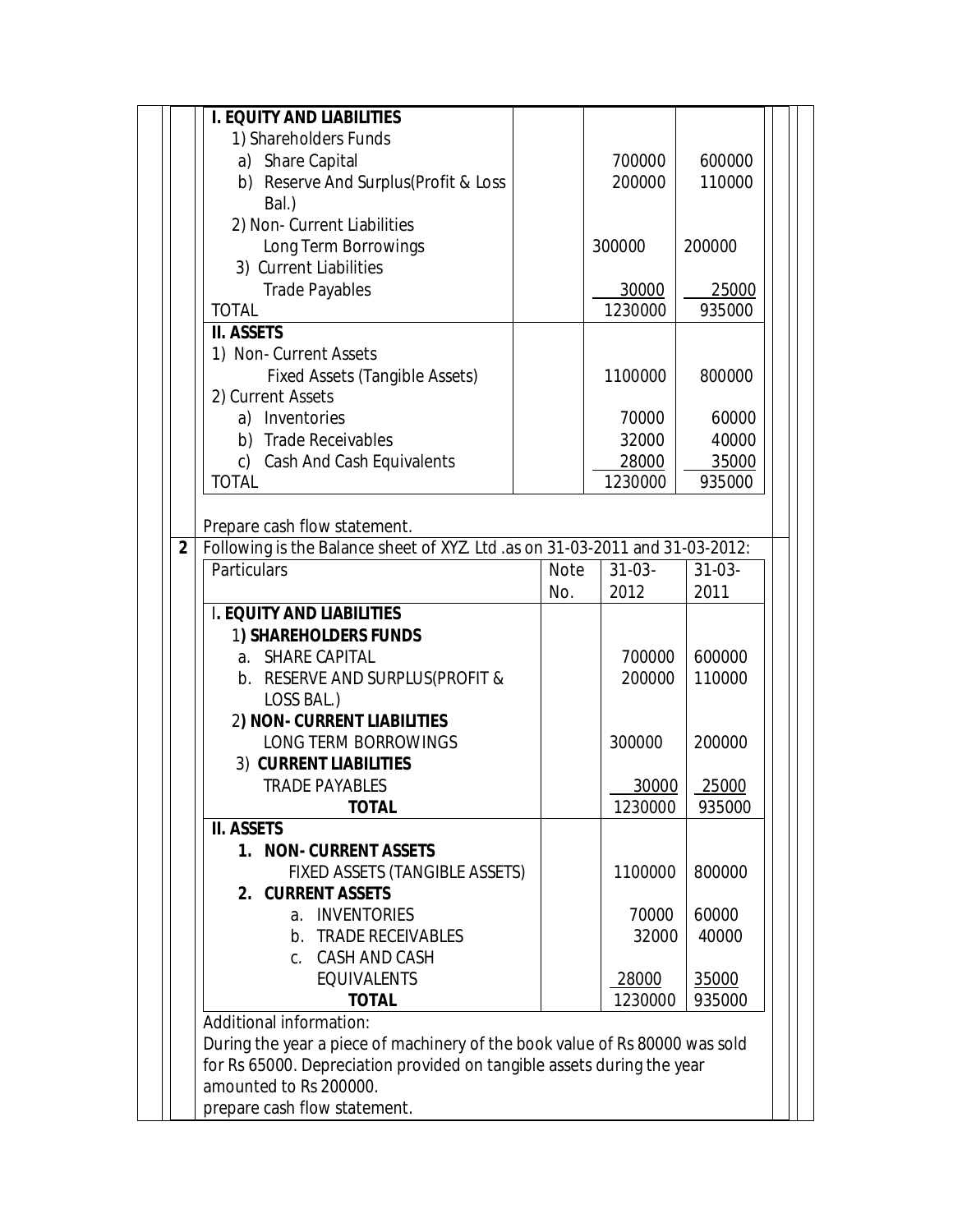| I. EQUITY AND LIABILITIES | | | |
|---|---|---|---|
| 1) Shareholders Funds | | | |
| a) Share Capital | | 700000 | 600000 |
| b) Reserve And Surplus(Profit & Loss Bal.) | | 200000 | 110000 |
| 2) Non- Current Liabilities | | | |
| Long Term Borrowings | | 300000 | 200000 |
| 3) Current Liabilities | | | |
| Trade Payables | | 30000 | 25000 |
| TOTAL | | 1230000 | 935000 |
| **II. ASSETS** | | | |
| 1) Non- Current Assets | | | |
| Fixed Assets (Tangible Assets) | | 1100000 | 800000 |
| 2) Current Assets | | | |
| a) Inventories | | 70000 | 60000 |
| b) Trade Receivables | | 32000 | 40000 |
| c) Cash And Cash Equivalents | | 28000 | 35000 |
| TOTAL | | 1230000 | 935000 |

Prepare cash flow statement.

**2** Following is the Balance sheet of XYZ. Ltd .as on 31-03-2011 and 31-03-2012:

| Particulars | Note No. | 31-03-2012 | 31-03-2011 |
|---|---|---|---|
| **I. EQUITY AND LIABILITIES** | | | |
| **1) SHAREHOLDERS FUNDS** | | | |
| a. SHARE CAPITAL | | 700000 | 600000 |
| b. RESERVE AND SURPLUS(PROFIT & LOSS BAL.) | | 200000 | 110000 |
| **2) NON- CURRENT LIABILITIES** | | | |
| LONG TERM BORROWINGS | | 300000 | 200000 |
| **3) CURRENT LIABILITIES** | | | |
| TRADE PAYABLES | | 30000 | 25000 |
| **TOTAL** | | 1230000 | 935000 |
| **II. ASSETS** | | | |
| **1. NON- CURRENT ASSETS** | | | |
| FIXED ASSETS (TANGIBLE ASSETS) | | 1100000 | 800000 |
| **2. CURRENT ASSETS** | | | |
| a. INVENTORIES | | 70000 | 60000 |
| b. TRADE RECEIVABLES | | 32000 | 40000 |
| c. CASH AND CASH EQUIVALENTS | | 28000 | 35000 |
| **TOTAL** | | 1230000 | 935000 |

Additional information:

During the year a piece of machinery of the book value of Rs 80000 was sold for Rs 65000. Depreciation provided on tangible assets during the year amounted to Rs 200000.

prepare cash flow statement.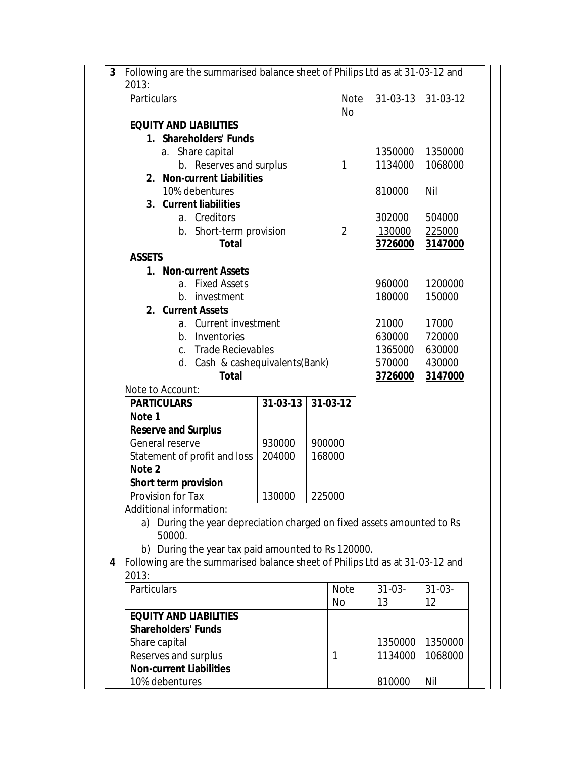**3** Following are the summarised balance sheet of Philips Ltd as at 31-03-12 and 2013:

| Particulars | Note No | 31-03-13 | 31-03-12 |
|---|---|---|---|
| **EQUITY AND LIABILITIES** | | | |
| **1. Shareholders' Funds** | | | |
| a. Share capital | | 1350000 | 1350000 |
| b. Reserves and surplus | 1 | 1134000 | 1068000 |
| **2. Non-current Liabilities** | | | |
| 10% debentures | | 810000 | Nil |
| **3. Current liabilities** | | | |
| a. Creditors | | 302000 | 504000 |
| b. Short-term provision | 2 | 130000 | 225000 |
| **Total** | | **3726000** | **3147000** |
| **ASSETS** | | | |
| **1. Non-current Assets** | | | |
| a. Fixed Assets | | 960000 | 1200000 |
| b. investment | | 180000 | 150000 |
| **2. Current Assets** | | | |
| a. Current investment | | 21000 | 17000 |
| b. Inventories | | 630000 | 720000 |
| c. Trade Recievables | | 1365000 | 630000 |
| d. Cash & cashequivalents(Bank) | | 570000 | 430000 |
| **Total** | | **3726000** | **3147000** |

Note to Account:

| **PARTICULARS** | **31-03-13** | **31-03-12** |
|---|---|---|
| **Note 1** | | |
| **Reserve and Surplus** | | |
| General reserve | 930000 | 900000 |
| Statement of profit and loss | 204000 | 168000 |
| **Note 2** | | |
| **Short term provision** | | |
| Provision for Tax | 130000 | 225000 |

Additional information:

a) During the year depreciation charged on fixed assets amounted to Rs 50000.

b) During the year tax paid amounted to Rs 120000.

**4** Following are the summarised balance sheet of Philips Ltd as at 31-03-12 and 2013:

| Particulars | Note No | 31-03-13 | 31-03-12 |
|---|---|---|---|
| **EQUITY AND LIABILITIES** | | | |
| **Shareholders' Funds** | | | |
| Share capital | | 1350000 | 1350000 |
| Reserves and surplus | 1 | 1134000 | 1068000 |
| **Non-current Liabilities** | | | |
| 10% debentures | | 810000 | Nil |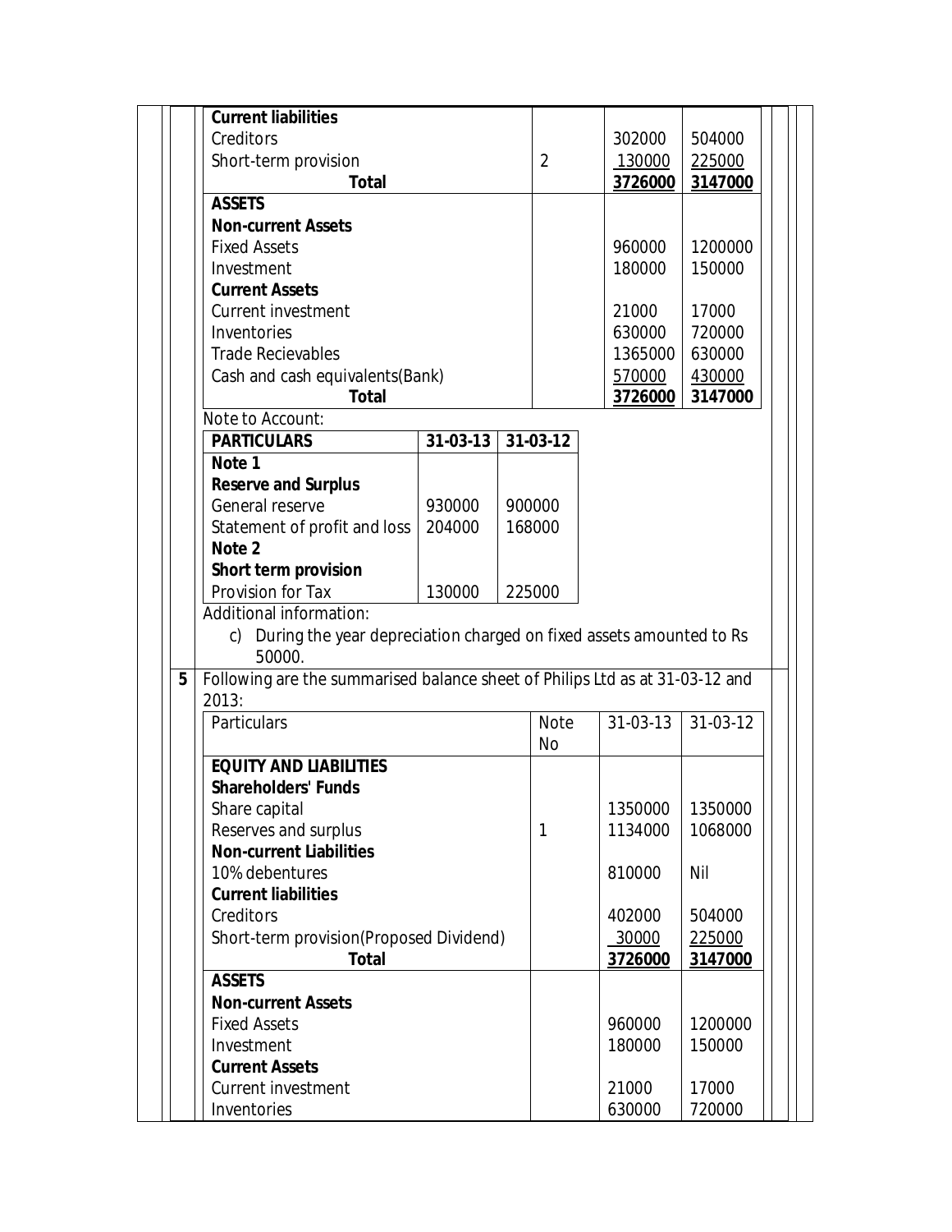| Particulars | Note No | 31-03-13 | 31-03-12 |
|---|---|---|---|
| **Current liabilities** | | | |
| Creditors | | 302000 | 504000 |
| Short-term provision | 2 | 130000 | 225000 |
| **Total** | | **3726000** | **3147000** |
| **ASSETS** | | | |
| **Non-current Assets** | | | |
| Fixed Assets | | 960000 | 1200000 |
| Investment | | 180000 | 150000 |
| **Current Assets** | | | |
| Current investment | | 21000 | 17000 |
| Inventories | | 630000 | 720000 |
| Trade Recievables | | 1365000 | 630000 |
| Cash and cash equivalents(Bank) | | 570000 | 430000 |
| **Total** | | **3726000** | **3147000** |

Note to Account:

| PARTICULARS | 31-03-13 | 31-03-12 |
|---|---|---|
| **Note 1** | | |
| **Reserve and Surplus** | | |
| General reserve | 930000 | 900000 |
| Statement of profit and loss | 204000 | 168000 |
| **Note 2** | | |
| **Short term provision** | | |
| Provision for Tax | 130000 | 225000 |

Additional information:

c) During the year depreciation charged on fixed assets amounted to Rs 50000.

**5** Following are the summarised balance sheet of Philips Ltd as at 31-03-12 and 2013:

| Particulars | Note No | 31-03-13 | 31-03-12 |
|---|---|---|---|
| **EQUITY AND LIABILITIES** | | | |
| **Shareholders' Funds** | | | |
| Share capital | | 1350000 | 1350000 |
| Reserves and surplus | 1 | 1134000 | 1068000 |
| **Non-current Liabilities** | | | |
| 10% debentures | | 810000 | Nil |
| **Current liabilities** | | | |
| Creditors | | 402000 | 504000 |
| Short-term provision(Proposed Dividend) | | 30000 | 225000 |
| **Total** | | **3726000** | **3147000** |
| **ASSETS** | | | |
| **Non-current Assets** | | | |
| Fixed Assets | | 960000 | 1200000 |
| Investment | | 180000 | 150000 |
| **Current Assets** | | | |
| Current investment | | 21000 | 17000 |
| Inventories | | 630000 | 720000 |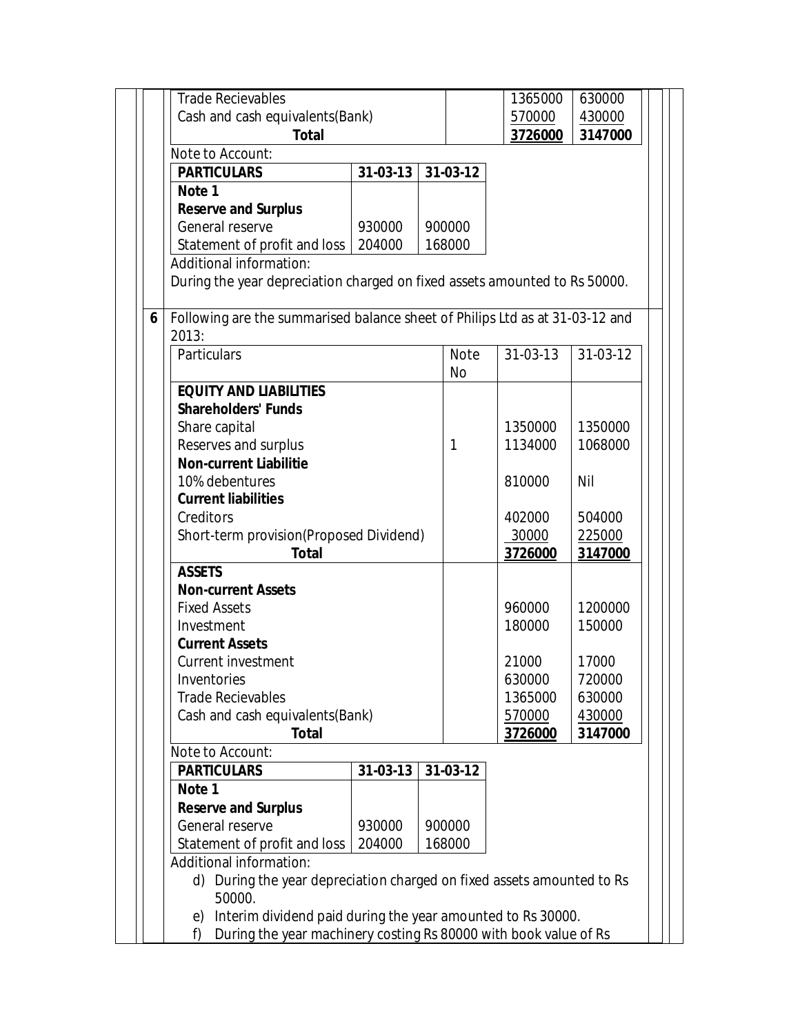| | | | |
|---|---|---|---|
| Trade Recievables | | 1365000 | 630000 |
| Cash and cash equivalents(Bank) | | 570000 | 430000 |
| **Total** | | **3726000** | **3147000** |

Note to Account:

| PARTICULARS | 31-03-13 | 31-03-12 |
|---|---|---|
| **Note 1** | | |
| **Reserve and Surplus** | | |
| General reserve | 930000 | 900000 |
| Statement of profit and loss | 204000 | 168000 |

Additional information:

During the year depreciation charged on fixed assets amounted to Rs 50000.

**6** Following are the summarised balance sheet of Philips Ltd as at 31-03-12 and 2013:

| Particulars | Note No | 31-03-13 | 31-03-12 |
|---|---|---|---|
| **EQUITY AND LIABILITIES** | | | |
| **Shareholders' Funds** | | | |
| Share capital | | 1350000 | 1350000 |
| Reserves and surplus | 1 | 1134000 | 1068000 |
| **Non-current Liabilitie** | | | |
| 10% debentures | | 810000 | Nil |
| **Current liabilities** | | | |
| Creditors | | 402000 | 504000 |
| Short-term provision(Proposed Dividend) | | 30000 | 225000 |
| **Total** | | **3726000** | **3147000** |
| **ASSETS** | | | |
| **Non-current Assets** | | | |
| Fixed Assets | | 960000 | 1200000 |
| Investment | | 180000 | 150000 |
| **Current Assets** | | | |
| Current investment | | 21000 | 17000 |
| Inventories | | 630000 | 720000 |
| Trade Recievables | | 1365000 | 630000 |
| Cash and cash equivalents(Bank) | | 570000 | 430000 |
| **Total** | | **3726000** | **3147000** |

Note to Account:

| PARTICULARS | 31-03-13 | 31-03-12 |
|---|---|---|
| **Note 1** | | |
| **Reserve and Surplus** | | |
| General reserve | 930000 | 900000 |
| Statement of profit and loss | 204000 | 168000 |

Additional information:

d) During the year depreciation charged on fixed assets amounted to Rs 50000.

e) Interim dividend paid during the year amounted to Rs 30000.

f) During the year machinery costing Rs 80000 with book value of Rs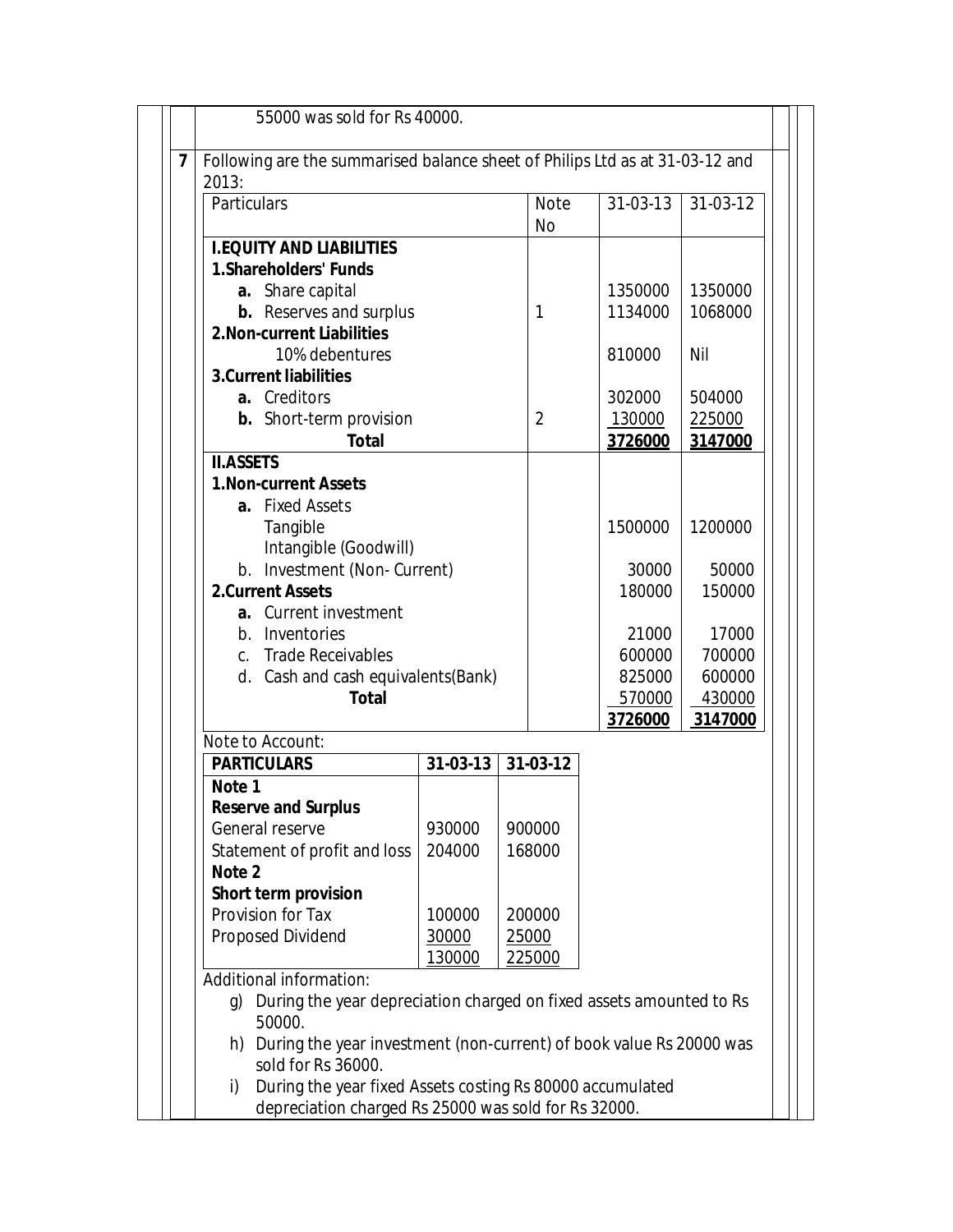55000 was sold for Rs 40000.

7 Following are the summarised balance sheet of Philips Ltd as at 31-03-12 and 2013:

| Particulars | Note No | 31-03-13 | 31-03-12 |
|---|---|---|---|
| **I.EQUITY AND LIABILITIES** | | | |
| **1.Shareholders' Funds** | | | |
| **a.** Share capital | | 1350000 | 1350000 |
| **b.** Reserves and surplus | 1 | 1134000 | 1068000 |
| **2.Non-current Liabilities** | | | |
| 10% debentures | | 810000 | Nil |
| **3.Current liabilities** | | | |
| **a.** Creditors | | 302000 | 504000 |
| **b.** Short-term provision | 2 | 130000 | 225000 |
| **Total** | | **3726000** | **3147000** |
| **II.ASSETS** | | | |
| **1.Non-current Assets** | | | |
| **a.** Fixed Assets | | | |
| Tangible | | 1500000 | 1200000 |
| Intangible (Goodwill) | | | |
| b. Investment (Non- Current) | | 30000 | 50000 |
| **2.Current Assets** | | 180000 | 150000 |
| **a.** Current investment | | | |
| b. Inventories | | 21000 | 17000 |
| c. Trade Receivables | | 600000 | 700000 |
| d. Cash and cash equivalents(Bank) | | 825000 | 600000 |
| **Total** | | 570000 | 430000 |
| | | **3726000** | **3147000** |

Note to Account:

| PARTICULARS | 31-03-13 | 31-03-12 |
|---|---|---|
| **Note 1** | | |
| **Reserve and Surplus** | | |
| General reserve | 930000 | 900000 |
| Statement of profit and loss | 204000 | 168000 |
| **Note 2** | | |
| **Short term provision** | | |
| Provision for Tax | 100000 | 200000 |
| Proposed Dividend | 30000 | 25000 |
| | 130000 | 225000 |

Additional information:

g) During the year depreciation charged on fixed assets amounted to Rs 50000.

h) During the year investment (non-current) of book value Rs 20000 was sold for Rs 36000.

i) During the year fixed Assets costing Rs 80000 accumulated depreciation charged Rs 25000 was sold for Rs 32000.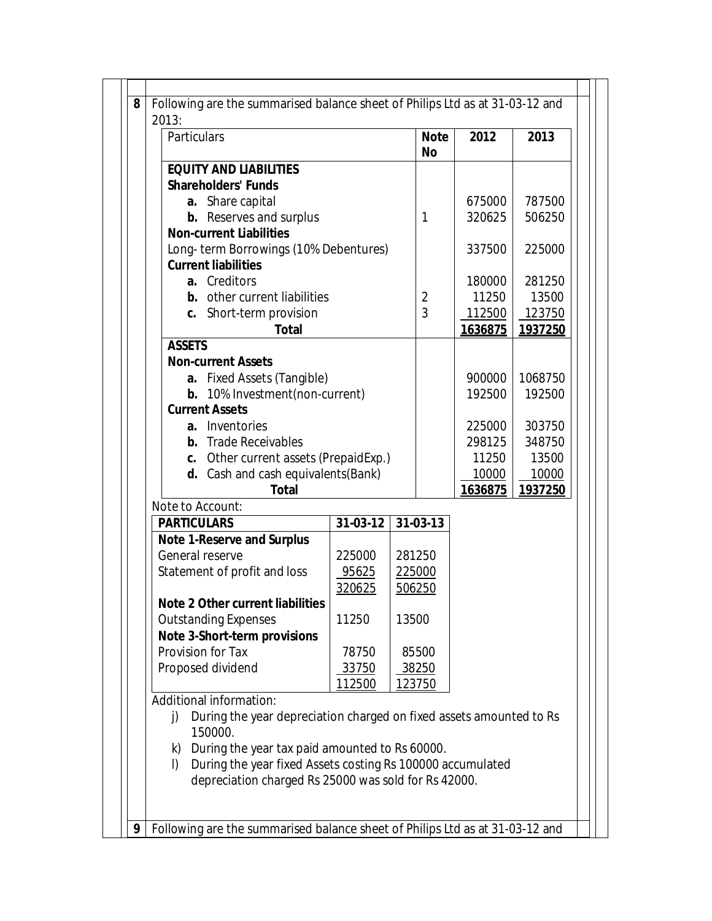**8** Following are the summarised balance sheet of Philips Ltd as at 31-03-12 and 2013:

| Particulars | Note No | 2012 | 2013 |
|---|---|---|---|
| **EQUITY AND LIABILITIES** | | | |
| **Shareholders' Funds** | | | |
| **a.** Share capital | | 675000 | 787500 |
| **b.** Reserves and surplus | 1 | 320625 | 506250 |
| **Non-current Liabilities** | | | |
| Long- term Borrowings (10% Debentures) | | 337500 | 225000 |
| **Current liabilities** | | | |
| **a.** Creditors | | 180000 | 281250 |
| **b.** other current liabilities | 2 | 11250 | 13500 |
| **c.** Short-term provision | 3 | 112500 | 123750 |
| **Total** | | **1636875** | **1937250** |
| **ASSETS** | | | |
| **Non-current Assets** | | | |
| **a.** Fixed Assets (Tangible) | | 900000 | 1068750 |
| **b.** 10% Investment(non-current) | | 192500 | 192500 |
| **Current Assets** | | | |
| **a.** Inventories | | 225000 | 303750 |
| **b.** Trade Receivables | | 298125 | 348750 |
| **c.** Other current assets (PrepaidExp.) | | 11250 | 13500 |
| **d.** Cash and cash equivalents(Bank) | | 10000 | 10000 |
| **Total** | | **1636875** | **1937250** |

Note to Account:

| PARTICULARS | 31-03-12 | 31-03-13 |
|---|---|---|
| **Note 1-Reserve and Surplus** | | |
| General reserve | 225000 | 281250 |
| Statement of profit and loss | 95625 | 225000 |
| | 320625 | 506250 |
| **Note 2 Other current liabilities** | | |
| Outstanding Expenses | 11250 | 13500 |
| **Note 3-Short-term provisions** | | |
| Provision for Tax | 78750 | 85500 |
| Proposed dividend | 33750 | 38250 |
| | 112500 | 123750 |

Additional information:

j) During the year depreciation charged on fixed assets amounted to Rs 150000.

k) During the year tax paid amounted to Rs 60000.

l) During the year fixed Assets costing Rs 100000 accumulated depreciation charged Rs 25000 was sold for Rs 42000.

**9** Following are the summarised balance sheet of Philips Ltd as at 31-03-12 and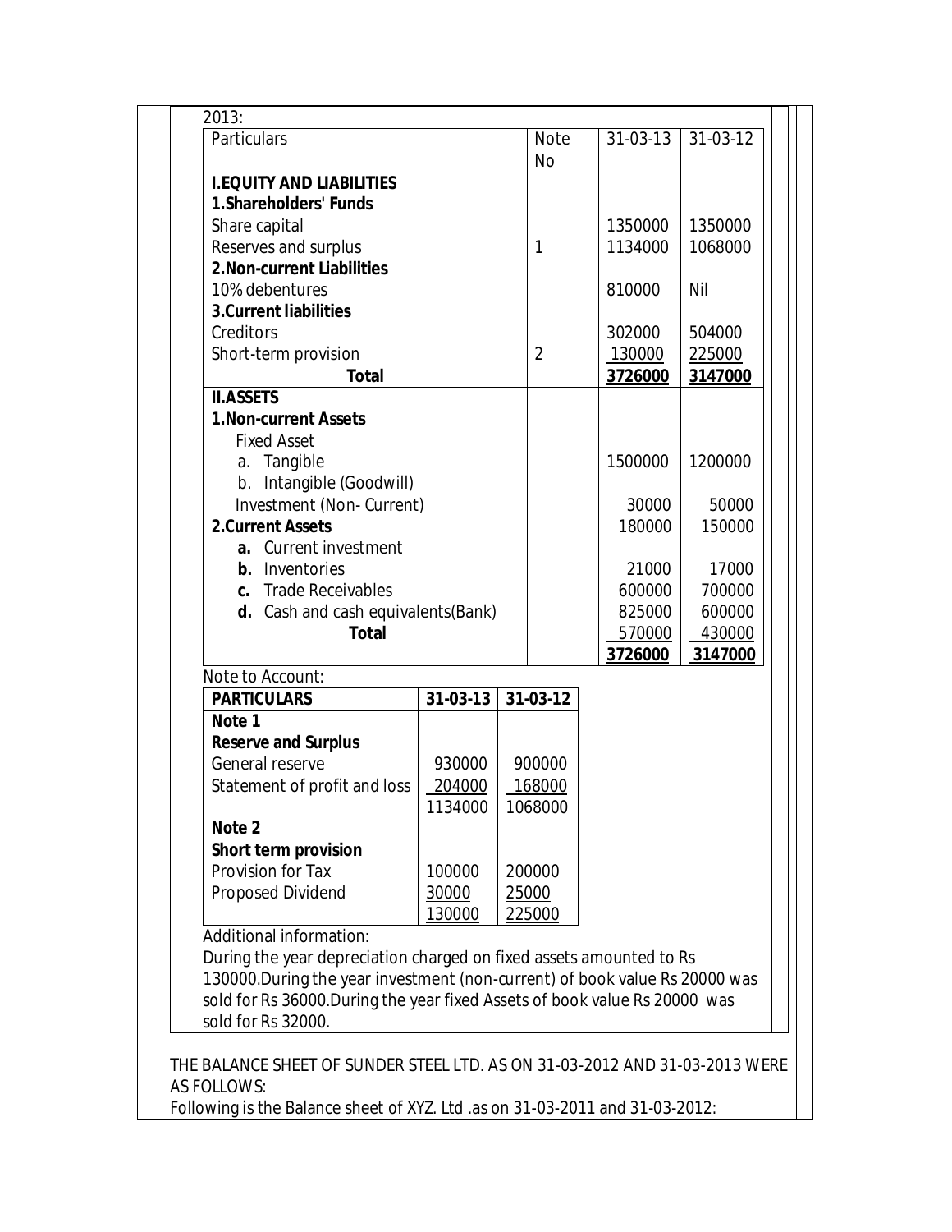2013:

| Particulars | Note No | 31-03-13 | 31-03-12 |
|---|---|---|---|
| **I.EQUITY AND LIABILITIES** | | | |
| **1.Shareholders' Funds** | | | |
| Share capital | | 1350000 | 1350000 |
| Reserves and surplus | 1 | 1134000 | 1068000 |
| **2.Non-current Liabilities** | | | |
| 10% debentures | | 810000 | Nil |
| **3.Current liabilities** | | | |
| Creditors | | 302000 | 504000 |
| Short-term provision | 2 | 130000 | 225000 |
| **Total** | | **3726000** | **3147000** |
| **II.ASSETS** | | | |
| **1.Non-current Assets** | | | |
| Fixed Asset | | | |
| a. Tangible | | 1500000 | 1200000 |
| b. Intangible (Goodwill) | | | |
| Investment (Non- Current) | | 30000 | 50000 |
| **2.Current Assets** | | 180000 | 150000 |
| **a.** Current investment | | | |
| **b.** Inventories | | 21000 | 17000 |
| **c.** Trade Receivables | | 600000 | 700000 |
| **d.** Cash and cash equivalents(Bank) | | 825000 | 600000 |
| **Total** | | 570000 | 430000 |
| | | **3726000** | **3147000** |

Note to Account:

| PARTICULARS | 31-03-13 | 31-03-12 |
|---|---|---|
| **Note 1** | | |
| **Reserve and Surplus** | | |
| General reserve | 930000 | 900000 |
| Statement of profit and loss | 204000 | 168000 |
| | 1134000 | 1068000 |
| **Note 2** | | |
| **Short term provision** | | |
| Provision for Tax | 100000 | 200000 |
| Proposed Dividend | 30000 | 25000 |
| | 130000 | 225000 |

Additional information:

During the year depreciation charged on fixed assets amounted to Rs 130000.During the year investment (non-current) of book value Rs 20000 was sold for Rs 36000.During the year fixed Assets of book value Rs 20000 was sold for Rs 32000.

THE BALANCE SHEET OF SUNDER STEEL LTD. AS ON 31-03-2012 AND 31-03-2013 WERE AS FOLLOWS:

Following is the Balance sheet of XYZ. Ltd .as on 31-03-2011 and 31-03-2012: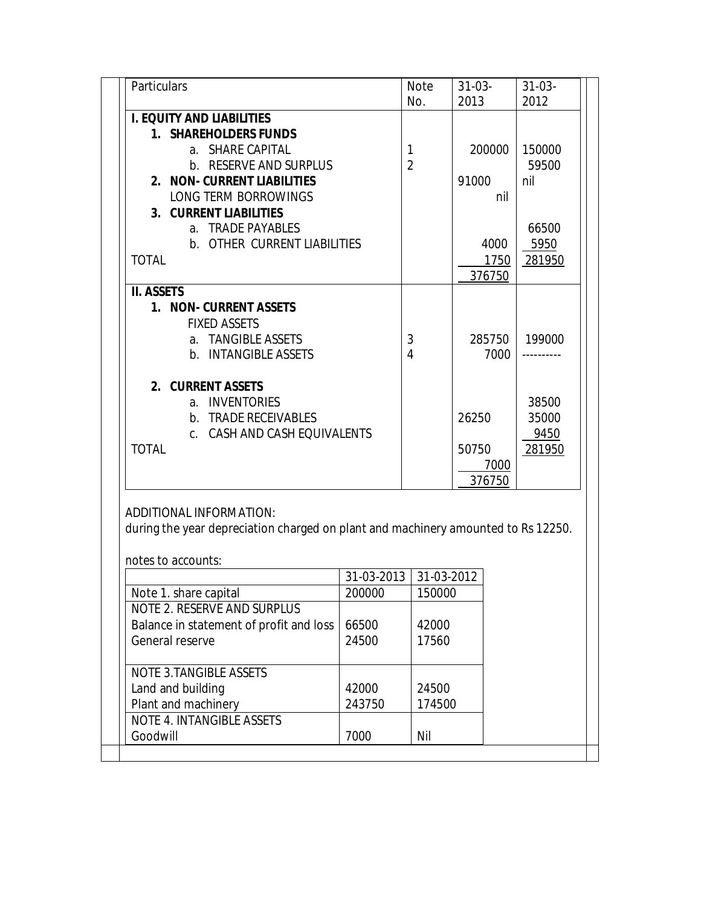| Particulars | Note No. | 31-03-2013 | 31-03-2012 |
|---|---|---|---|
| **I. EQUITY AND LIABILITIES** | | | |
| **1. SHAREHOLDERS FUNDS** | | | |
| a. SHARE CAPITAL | 1 | 200000 | 150000 |
| b. RESERVE AND SURPLUS | 2 | | 59500 |
| **2. NON- CURRENT LIABILITIES** | | 91000 | nil |
| LONG TERM BORROWINGS | | nil | |
| **3. CURRENT LIABILITIES** | | | |
| a. TRADE PAYABLES | | | 66500 |
| b. OTHER CURRENT LIABILITIES | | 4000 | 5950 |
| TOTAL | | 1750 | 281950 |
| | | 376750 | |
| **II. ASSETS** | | | |
| **1. NON- CURRENT ASSETS** | | | |
| FIXED ASSETS | | | |
| a. TANGIBLE ASSETS | 3 | 285750 | 199000 |
| b. INTANGIBLE ASSETS | 4 | 7000 | ---------- |
| **2. CURRENT ASSETS** | | | |
| a. INVENTORIES | | | 38500 |
| b. TRADE RECEIVABLES | | 26250 | 35000 |
| c. CASH AND CASH EQUIVALENTS | | | 9450 |
| TOTAL | | 50750 | 281950 |
| | | 7000 | |
| | | 376750 | |

ADDITIONAL INFORMATION:

during the year depreciation charged on plant and machinery amounted to Rs 12250.

notes to accounts:

| | 31-03-2013 | 31-03-2012 |
|---|---|---|
| Note 1. share capital | 200000 | 150000 |
| NOTE 2. RESERVE AND SURPLUS | | |
| Balance in statement of profit and loss | 66500 | 42000 |
| General reserve | 24500 | 17560 |
| NOTE 3.TANGIBLE ASSETS | | |
| Land and building | 42000 | 24500 |
| Plant and machinery | 243750 | 174500 |
| NOTE 4. INTANGIBLE ASSETS | | |
| Goodwill | 7000 | Nil |